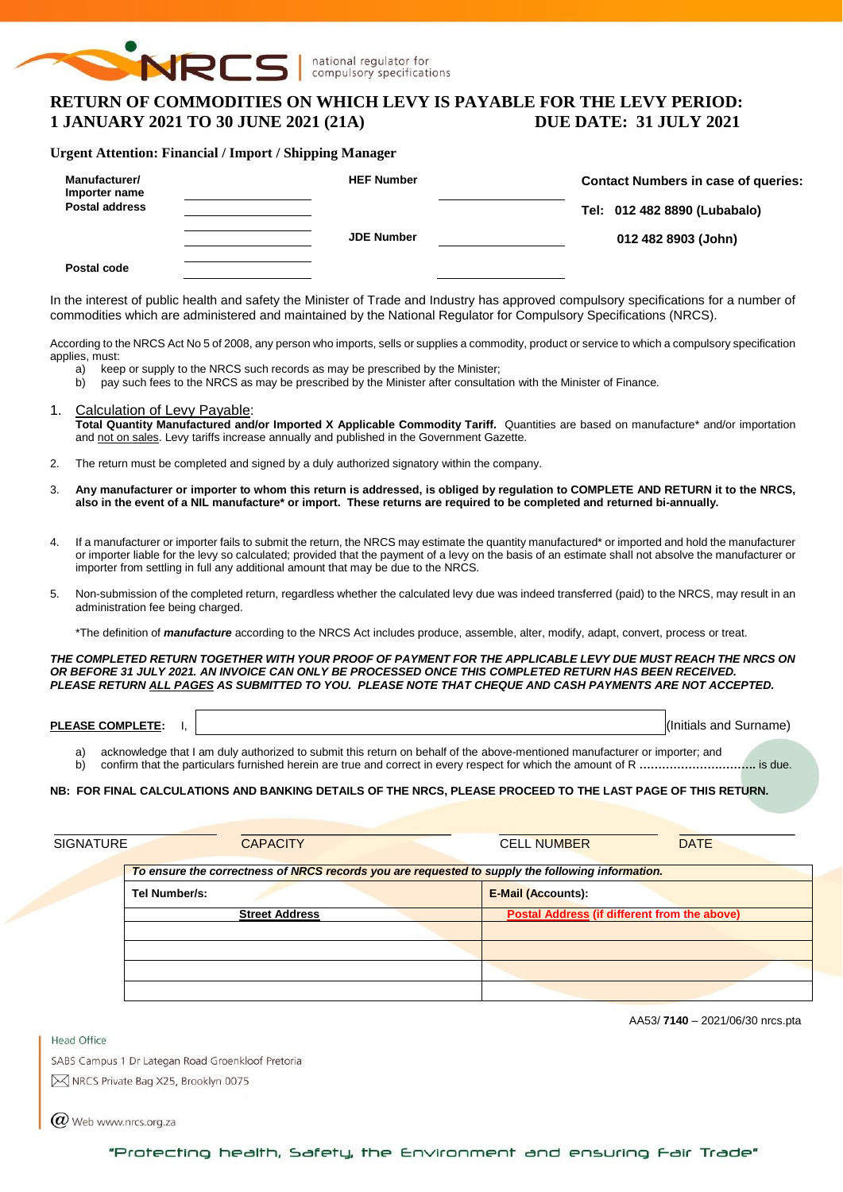NRCS national regulator for compulsory specifications

# RETURN OF COMMODITIES ON WHICH LEVY IS PAYABLE FOR THE LEVY PERIOD: 1 JANUARY 2021 TO 30 JUNE 2021 (21A) DUE DATE: 31 JULY 2021

**Urgent Attention: Financial / Import / Shipping Manager**

| | | | | |
|---|---|---|---|---|
| **Manufacturer/ Importer name** | | **HEF Number** | | **Contact Numbers in case of queries:** |
| **Postal address** | | | | **Tel: 012 482 8890 (Lubabalo)** |
| | | **JDE Number** | | **012 482 8903 (John)** |
| **Postal code** | | | | |

In the interest of public health and safety the Minister of Trade and Industry has approved compulsory specifications for a number of commodities which are administered and maintained by the National Regulator for Compulsory Specifications (NRCS).

According to the NRCS Act No 5 of 2008, any person who imports, sells or supplies a commodity, product or service to which a compulsory specification applies, must:

a) keep or supply to the NRCS such records as may be prescribed by the Minister;
b) pay such fees to the NRCS as may be prescribed by the Minister after consultation with the Minister of Finance.

1. Calculation of Levy Payable:
   **Total Quantity Manufactured and/or Imported X Applicable Commodity Tariff.** Quantities are based on manufacture* and/or importation and not on sales. Levy tariffs increase annually and published in the Government Gazette.

2. The return must be completed and signed by a duly authorized signatory within the company.

3. **Any manufacturer or importer to whom this return is addressed, is obliged by regulation to COMPLETE AND RETURN it to the NRCS, also in the event of a NIL manufacture* or import. These returns are required to be completed and returned bi-annually.**

4. If a manufacturer or importer fails to submit the return, the NRCS may estimate the quantity manufactured* or imported and hold the manufacturer or importer liable for the levy so calculated; provided that the payment of a levy on the basis of an estimate shall not absolve the manufacturer or importer from settling in full any additional amount that may be due to the NRCS.

5. Non-submission of the completed return, regardless whether the calculated levy due was indeed transferred (paid) to the NRCS, may result in an administration fee being charged.

   *The definition of ***manufacture*** according to the NRCS Act includes produce, assemble, alter, modify, adapt, convert, process or treat.

***THE COMPLETED RETURN TOGETHER WITH YOUR PROOF OF PAYMENT FOR THE APPLICABLE LEVY DUE MUST REACH THE NRCS ON OR BEFORE 31 JULY 2021. AN INVOICE CAN ONLY BE PROCESSED ONCE THIS COMPLETED RETURN HAS BEEN RECEIVED. PLEASE RETURN ALL PAGES AS SUBMITTED TO YOU. PLEASE NOTE THAT CHEQUE AND CASH PAYMENTS ARE NOT ACCEPTED.***

**PLEASE COMPLETE:** I, ______________________________ (Initials and Surname)

a) acknowledge that I am duly authorized to submit this return on behalf of the above-mentioned manufacturer or importer; and
b) confirm that the particulars furnished herein are true and correct in every respect for which the amount of R .............................. is due.

**NB: FOR FINAL CALCULATIONS AND BANKING DETAILS OF THE NRCS, PLEASE PROCEED TO THE LAST PAGE OF THIS RETURN.**

| SIGNATURE | CAPACITY | CELL NUMBER | DATE |
|---|---|---|---|

| ***To ensure the correctness of NRCS records you are requested to supply the following information.*** | |
|---|---|
| **Tel Number/s:** | **E-Mail (Accounts):** |
| **Street Address** | **Postal Address (if different from the above)** |
| | |
| | |
| | |
| | |

AA53/ **7140** – 2021/06/30 nrcs.pta

Head Office
SABS Campus 1 Dr Lategan Road Groenkloof Pretoria
NRCS Private Bag X25, Brooklyn 0075
Web www.nrcs.org.za

"Protecting health, Safety, the Environment and ensuring Fair Trade"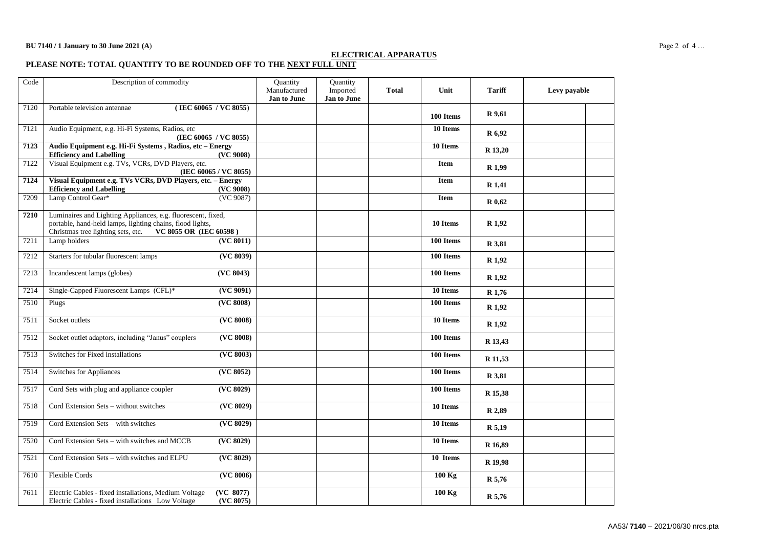**BU 7140 / 1 January to 30 June 2021 (A)**

## ELECTRICAL APPARATUS

### PLEASE NOTE: TOTAL QUANTITY TO BE ROUNDED OFF TO THE NEXT FULL UNIT

| Code | Description of commodity | Quantity Manufactured **Jan to June** | Quantity Imported **Jan to June** | **Total** | **Unit** | **Tariff** | **Levy payable** | |
|---|---|---|---|---|---|---|---|---|
| 7120 | Portable television antennae **( IEC 60065 / VC 8055)** | | | | **100 Items** | **R 9,61** | | |
| 7121 | Audio Equipment, e.g. Hi-Fi Systems, Radios, etc **(IEC 60065 / VC 8055)** | | | | **10 Items** | **R 6,92** | | |
| **7123** | **Audio Equipment e.g. Hi-Fi Systems , Radios, etc – Energy Efficiency and Labelling (VC 9008)** | | | | **10 Items** | **R 13,20** | | |
| 7122 | Visual Equipment e.g. TVs, VCRs, DVD Players, etc. **(IEC 60065 / VC 8055)** | | | | **Item** | **R 1,99** | | |
| **7124** | **Visual Equipment e.g. TVs VCRs, DVD Players, etc. – Energy Efficiency and Labelling (VC 9008)** | | | | **Item** | **R 1,41** | | |
| 7209 | Lamp Control Gear* (VC 9087) | | | | **Item** | **R 0,62** | | |
| **7210** | Luminaires and Lighting Appliances, e.g. fluorescent, fixed, portable, hand-held lamps, lighting chains, flood lights, Christmas tree lighting sets, etc. **VC 8055 OR (IEC 60598 )** | | | | **10 Items** | **R 1,92** | | |
| 7211 | Lamp holders **(VC 8011)** | | | | **100 Items** | **R 3,81** | | |
| 7212 | Starters for tubular fluorescent lamps **(VC 8039)** | | | | **100 Items** | **R 1,92** | | |
| 7213 | Incandescent lamps (globes) **(VC 8043)** | | | | **100 Items** | **R 1,92** | | |
| 7214 | Single-Capped Fluorescent Lamps (CFL)* **(VC 9091)** | | | | **10 Items** | **R 1,76** | | |
| 7510 | Plugs **(VC 8008)** | | | | **100 Items** | **R 1,92** | | |
| 7511 | Socket outlets **(VC 8008)** | | | | **10 Items** | **R 1,92** | | |
| 7512 | Socket outlet adaptors, including "Janus" couplers **(VC 8008)** | | | | **100 Items** | **R 13,43** | | |
| 7513 | Switches for Fixed installations **(VC 8003)** | | | | **100 Items** | **R 11,53** | | |
| 7514 | Switches for Appliances **(VC 8052)** | | | | **100 Items** | **R 3,81** | | |
| 7517 | Cord Sets with plug and appliance coupler **(VC 8029)** | | | | **100 Items** | **R 15,38** | | |
| 7518 | Cord Extension Sets – without switches **(VC 8029)** | | | | **10 Items** | **R 2,89** | | |
| 7519 | Cord Extension Sets – with switches **(VC 8029)** | | | | **10 Items** | **R 5,19** | | |
| 7520 | Cord Extension Sets – with switches and MCCB **(VC 8029)** | | | | **10 Items** | **R 16,89** | | |
| 7521 | Cord Extension Sets – with switches and ELPU **(VC 8029)** | | | | **10 Items** | **R 19,98** | | |
| 7610 | Flexible Cords **(VC 8006)** | | | | **100 Kg** | **R 5,76** | | |
| 7611 | Electric Cables - fixed installations, Medium Voltage **(VC 8077)** Electric Cables - fixed installations Low Voltage **(VC 8075)** | | | | **100 Kg** | **R 5,76** | | |

AA53/ **7140** – 2021/06/30 nrcs.pta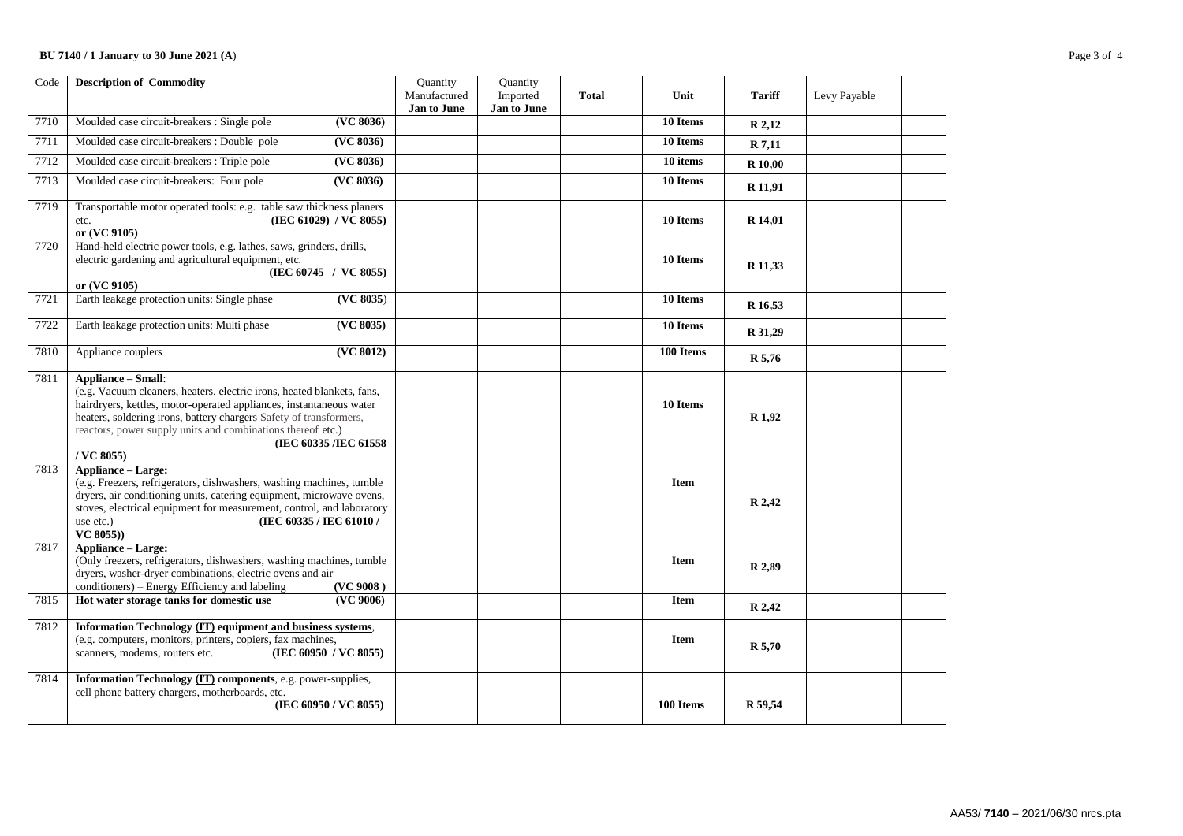**BU 7140 / 1 January to 30 June 2021 (A)**

| Code | Description of Commodity | Quantity Manufactured Jan to June | Quantity Imported Jan to June | Total | Unit | Tariff | Levy Payable | |
|---|---|---|---|---|---|---|---|---|
| 7710 | Moulded case circuit-breakers : Single pole **(VC 8036)** | | | | **10 Items** | **R 2,12** | | |
| 7711 | Moulded case circuit-breakers : Double pole **(VC 8036)** | | | | **10 Items** | **R 7,11** | | |
| 7712 | Moulded case circuit-breakers : Triple pole **(VC 8036)** | | | | **10 items** | **R 10,00** | | |
| 7713 | Moulded case circuit-breakers: Four pole **(VC 8036)** | | | | **10 Items** | **R 11,91** | | |
| 7719 | Transportable motor operated tools: e.g. table saw thickness planers etc. **(IEC 61029) / VC 8055) or (VC 9105)** | | | | **10 Items** | **R 14,01** | | |
| 7720 | Hand-held electric power tools, e.g. lathes, saws, grinders, drills, electric gardening and agricultural equipment, etc. **(IEC 60745 / VC 8055) or (VC 9105)** | | | | **10 Items** | **R 11,33** | | |
| 7721 | Earth leakage protection units: Single phase **(VC 8035)** | | | | **10 Items** | **R 16,53** | | |
| 7722 | Earth leakage protection units: Multi phase **(VC 8035)** | | | | **10 Items** | **R 31,29** | | |
| 7810 | Appliance couplers **(VC 8012)** | | | | **100 Items** | **R 5,76** | | |
| 7811 | **Appliance – Small**: (e.g. Vacuum cleaners, heaters, electric irons, heated blankets, fans, hairdryers, kettles, motor-operated appliances, instantaneous water heaters, soldering irons, battery chargers Safety of transformers, reactors, power supply units and combinations thereof etc.) **(IEC 60335 /IEC 61558 / VC 8055)** | | | | **10 Items** | **R 1,92** | | |
| 7813 | **Appliance – Large:** (e.g. Freezers, refrigerators, dishwashers, washing machines, tumble dryers, air conditioning units, catering equipment, microwave ovens, stoves, electrical equipment for measurement, control, and laboratory use etc.) **(IEC 60335 / IEC 61010 / VC 8055))** | | | | **Item** | **R 2,42** | | |
| 7817 | **Appliance – Large:** (Only freezers, refrigerators, dishwashers, washing machines, tumble dryers, washer-dryer combinations, electric ovens and air conditioners) – Energy Efficiency and labeling **(VC 9008 )** | | | | **Item** | **R 2,89** | | |
| 7815 | **Hot water storage tanks for domestic use (VC 9006)** | | | | **Item** | **R 2,42** | | |
| 7812 | **Information Technology (IT) equipment and business systems**, (e.g. computers, monitors, printers, copiers, fax machines, scanners, modems, routers etc. **(IEC 60950 / VC 8055)** | | | | **Item** | **R 5,70** | | |
| 7814 | **Information Technology (IT) components**, e.g. power-supplies, cell phone battery chargers, motherboards, etc. **(IEC 60950 / VC 8055)** | | | | **100 Items** | **R 59,54** | | |

AA53/ **7140** – 2021/06/30 nrcs.pta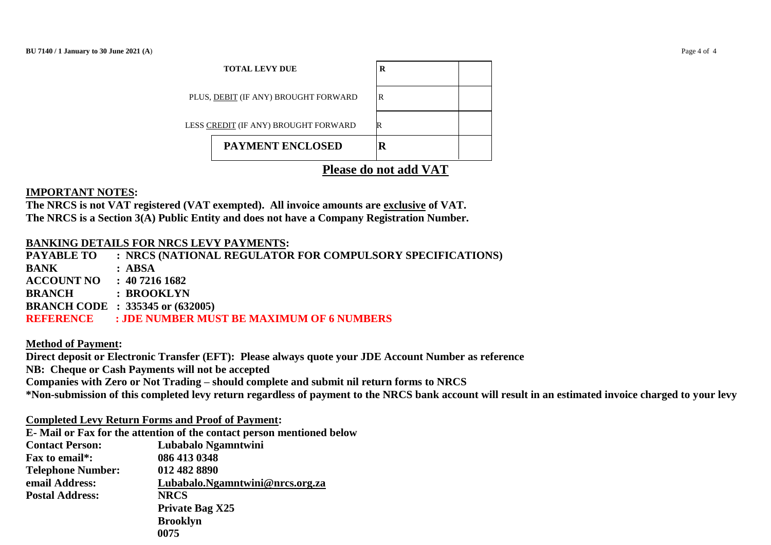| | | |
|---|---|---|
| **TOTAL LEVY DUE** | **R** | |
| PLUS, DEBIT (IF ANY) BROUGHT FORWARD | R | |
| LESS CREDIT (IF ANY) BROUGHT FORWARD | R | |
| **PAYMENT ENCLOSED** | **R** | |

**Please do not add VAT**

## IMPORTANT NOTES:

**The NRCS is not VAT registered (VAT exempted). All invoice amounts are exclusive of VAT.**
**The NRCS is a Section 3(A) Public Entity and does not have a Company Registration Number.**

## BANKING DETAILS FOR NRCS LEVY PAYMENTS:

**PAYABLE TO : NRCS (NATIONAL REGULATOR FOR COMPULSORY SPECIFICATIONS)**
**BANK : ABSA**
**ACCOUNT NO : 40 7216 1682**
**BRANCH : BROOKLYN**
**BRANCH CODE : 335345 or (632005)**
**REFERENCE : JDE NUMBER MUST BE MAXIMUM OF 6 NUMBERS**

## Method of Payment:

**Direct deposit or Electronic Transfer (EFT): Please always quote your JDE Account Number as reference**
**NB: Cheque or Cash Payments will not be accepted**
**Companies with Zero or Not Trading – should complete and submit nil return forms to NRCS**
**\*Non-submission of this completed levy return regardless of payment to the NRCS bank account will result in an estimated invoice charged to your levy**

## Completed Levy Return Forms and Proof of Payment:

**E- Mail or Fax for the attention of the contact person mentioned below**
**Contact Person:** Lubabalo Ngamntwini
**Fax to email\*:** 086 413 0348
**Telephone Number:** 012 482 8890
**email Address:** Lubabalo.Ngamntwini@nrcs.org.za
**Postal Address:** NRCS
Private Bag X25
Brooklyn
0075